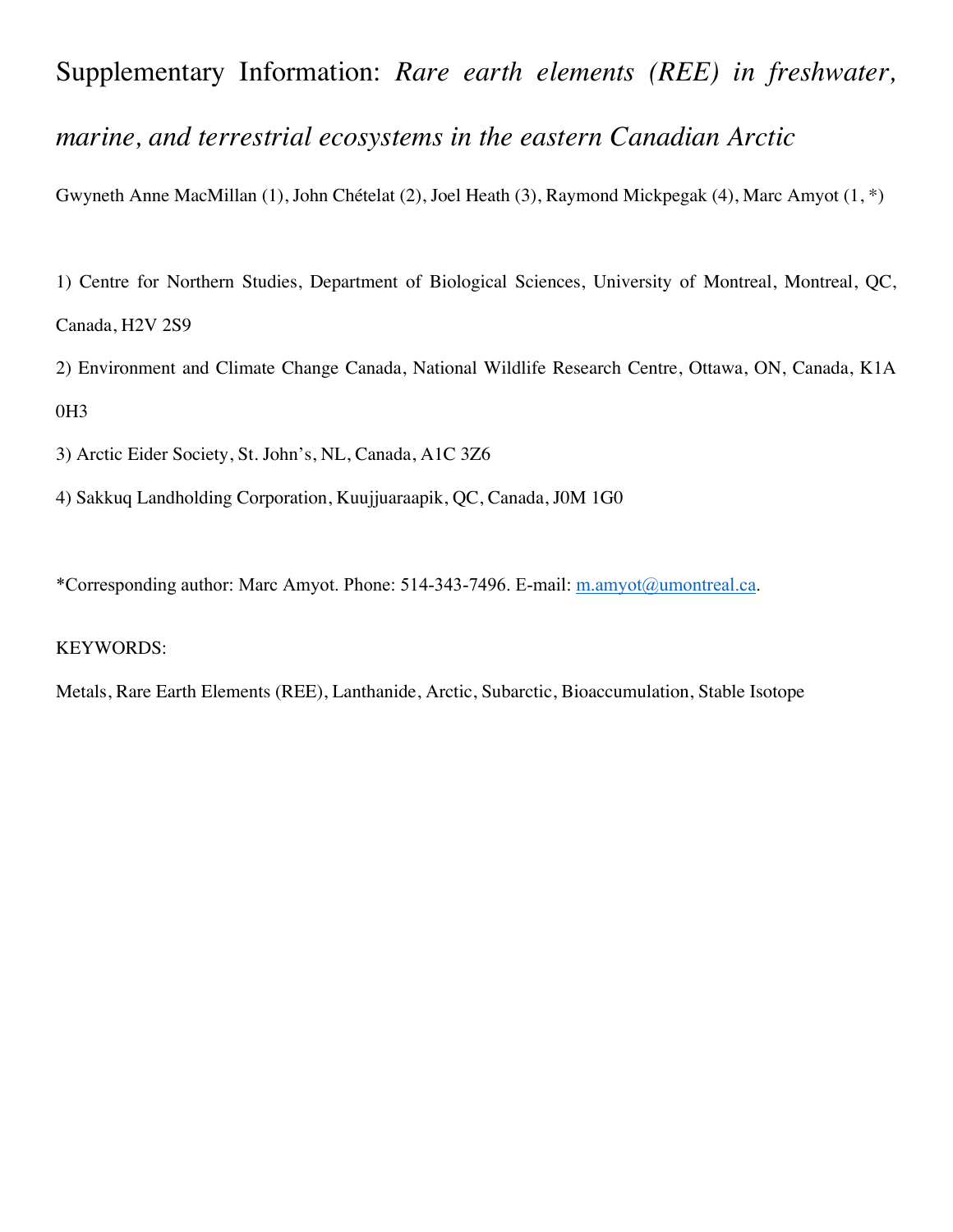# Supplementary Information: *Rare earth elements (REE) in freshwater, marine, and terrestrial ecosystems in the eastern Canadian Arctic*

Gwyneth Anne MacMillan (1), John Chételat (2), Joel Heath (3), Raymond Mickpegak (4), Marc Amyot (1, *)

1) Centre for Northern Studies, Department of Biological Sciences, University of Montreal, Montreal, QC, Canada, H2V 2S9

2) Environment and Climate Change Canada, National Wildlife Research Centre, Ottawa, ON, Canada, K1A 0H3

3) Arctic Eider Society, St. John's, NL, Canada, A1C 3Z6

4) Sakkuq Landholding Corporation, Kuujjuaraapik, QC, Canada, J0M 1G0

*Corresponding author: Marc Amyot. Phone: 514-343-7496. E-mail: m.amyot@umontreal.ca.

KEYWORDS:

Metals, Rare Earth Elements (REE), Lanthanide, Arctic, Subarctic, Bioaccumulation, Stable Isotope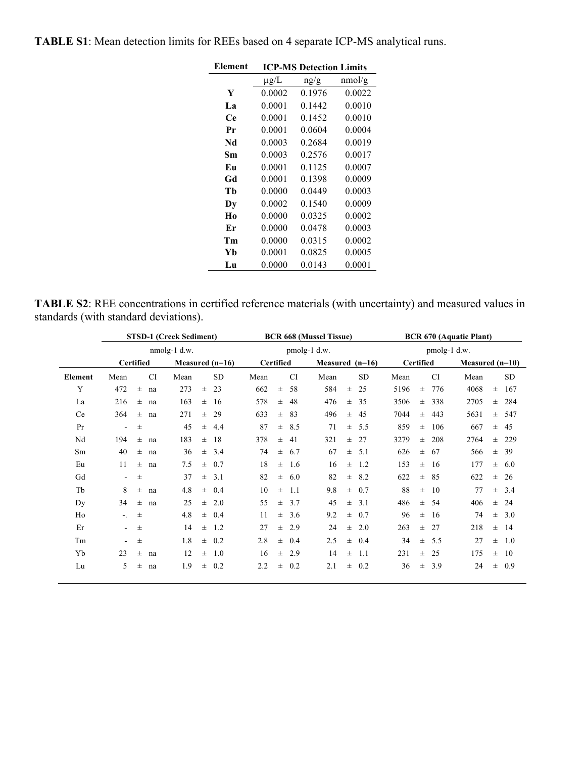**TABLE S1**: Mean detection limits for REEs based on 4 separate ICP-MS analytical runs.

| Element | ICP-MS Detection Limits | | |
|---|---|---|---|
| | μg/L | ng/g | nmol/g |
| **Y** | 0.0002 | 0.1976 | 0.0022 |
| **La** | 0.0001 | 0.1442 | 0.0010 |
| **Ce** | 0.0001 | 0.1452 | 0.0010 |
| **Pr** | 0.0001 | 0.0604 | 0.0004 |
| **Nd** | 0.0003 | 0.2684 | 0.0019 |
| **Sm** | 0.0003 | 0.2576 | 0.0017 |
| **Eu** | 0.0001 | 0.1125 | 0.0007 |
| **Gd** | 0.0001 | 0.1398 | 0.0009 |
| **Tb** | 0.0000 | 0.0449 | 0.0003 |
| **Dy** | 0.0002 | 0.1540 | 0.0009 |
| **Ho** | 0.0000 | 0.0325 | 0.0002 |
| **Er** | 0.0000 | 0.0478 | 0.0003 |
| **Tm** | 0.0000 | 0.0315 | 0.0002 |
| **Yb** | 0.0001 | 0.0825 | 0.0005 |
| **Lu** | 0.0000 | 0.0143 | 0.0001 |

**TABLE S2**: REE concentrations in certified reference materials (with uncertainty) and measured values in standards (with standard deviations).

| | STSD-1 (Creek Sediment) | | | | | | BCR 668 (Mussel Tissue) | | | | | | BCR 670 (Aquatic Plant) | | | | | |
|---|---|---|---|---|---|---|---|---|---|---|---|---|---|---|---|---|---|---|
| | nmolg-1 d.w. | | | | | | pmolg-1 d.w. | | | | | | pmolg-1 d.w. | | | | | |
| | **Certified** | | | **Measured (n=16)** | | | **Certified** | | | **Measured (n=16)** | | | **Certified** | | | **Measured (n=10)** | | |
| **Element** | Mean | | CI | Mean | | SD | Mean | | CI | Mean | | SD | Mean | | CI | Mean | | SD |
| Y | 472 | ± | na | 273 | ± | 23 | 662 | ± | 58 | 584 | ± | 25 | 5196 | ± | 776 | 4068 | ± | 167 |
| La | 216 | ± | na | 163 | ± | 16 | 578 | ± | 48 | 476 | ± | 35 | 3506 | ± | 338 | 2705 | ± | 284 |
| Ce | 364 | ± | na | 271 | ± | 29 | 633 | ± | 83 | 496 | ± | 45 | 7044 | ± | 443 | 5631 | ± | 547 |
| Pr | - | ± | | 45 | ± | 4.4 | 87 | ± | 8.5 | 71 | ± | 5.5 | 859 | ± | 106 | 667 | ± | 45 |
| Nd | 194 | ± | na | 183 | ± | 18 | 378 | ± | 41 | 321 | ± | 27 | 3279 | ± | 208 | 2764 | ± | 229 |
| Sm | 40 | ± | na | 36 | ± | 3.4 | 74 | ± | 6.7 | 67 | ± | 5.1 | 626 | ± | 67 | 566 | ± | 39 |
| Eu | 11 | ± | na | 7.5 | ± | 0.7 | 18 | ± | 1.6 | 16 | ± | 1.2 | 153 | ± | 16 | 177 | ± | 6.0 |
| Gd | - | ± | | 37 | ± | 3.1 | 82 | ± | 6.0 | 82 | ± | 8.2 | 622 | ± | 85 | 622 | ± | 26 |
| Tb | 8 | ± | na | 4.8 | ± | 0.4 | 10 | ± | 1.1 | 9.8 | ± | 0.7 | 88 | ± | 10 | 77 | ± | 3.4 |
| Dy | 34 | ± | na | 25 | ± | 2.0 | 55 | ± | 3.7 | 45 | ± | 3.1 | 486 | ± | 54 | 406 | ± | 24 |
| Ho | -. | ± | | 4.8 | ± | 0.4 | 11 | ± | 3.6 | 9.2 | ± | 0.7 | 96 | ± | 16 | 74 | ± | 3.0 |
| Er | - | ± | | 14 | ± | 1.2 | 27 | ± | 2.9 | 24 | ± | 2.0 | 263 | ± | 27 | 218 | ± | 14 |
| Tm | - | ± | | 1.8 | ± | 0.2 | 2.8 | ± | 0.4 | 2.5 | ± | 0.4 | 34 | ± | 5.5 | 27 | ± | 1.0 |
| Yb | 23 | ± | na | 12 | ± | 1.0 | 16 | ± | 2.9 | 14 | ± | 1.1 | 231 | ± | 25 | 175 | ± | 10 |
| Lu | 5 | ± | na | 1.9 | ± | 0.2 | 2.2 | ± | 0.2 | 2.1 | ± | 0.2 | 36 | ± | 3.9 | 24 | ± | 0.9 |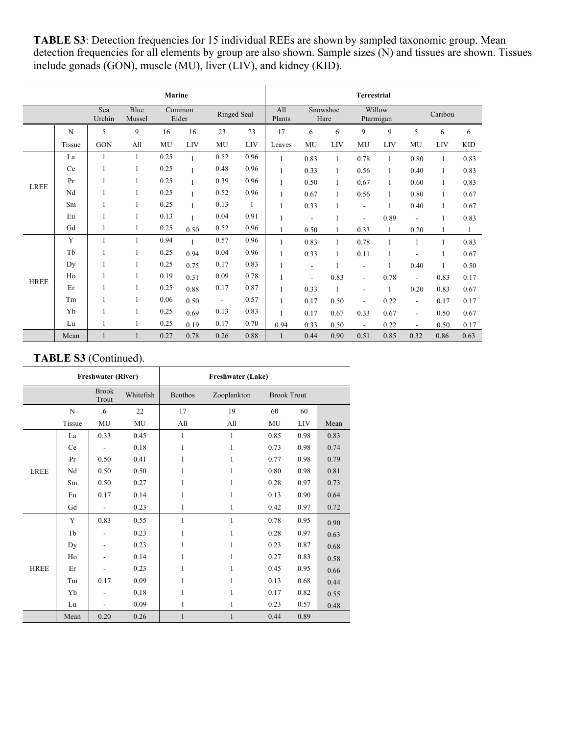**TABLE S3**: Detection frequencies for 15 individual REEs are shown by sampled taxonomic group. Mean detection frequencies for all elements by group are also shown. Sample sizes (N) and tissues are shown. Tissues include gonads (GON), muscle (MU), liver (LIV), and kidney (KID).

| | | Marine | | | | | | Terrestrial | | | | | | | |
|---|---|---|---|---|---|---|---|---|---|---|---|---|---|---|---|
| | | Sea Urchin | Blue Mussel | Common Eider | | Ringed Seal | | All Plants | Snowshoe Hare | | Willow Ptarmigan | | Caribou | | |
| | N | 5 | 9 | 16 | 16 | 23 | 23 | 17 | 6 | 6 | 9 | 9 | 5 | 6 | 6 |
| | Tissue | GON | All | MU | LIV | MU | LIV | Leaves | MU | LIV | MU | LIV | MU | LIV | KID |
| LREE | La | 1 | 1 | 0.25 | 1 | 0.52 | 0.96 | 1 | 0.83 | 1 | 0.78 | 1 | 0.80 | 1 | 0.83 |
| | Ce | 1 | 1 | 0.25 | 1 | 0.48 | 0.96 | 1 | 0.33 | 1 | 0.56 | 1 | 0.40 | 1 | 0.83 |
| | Pr | 1 | 1 | 0.25 | 1 | 0.39 | 0.96 | 1 | 0.50 | 1 | 0.67 | 1 | 0.60 | 1 | 0.83 |
| | Nd | 1 | 1 | 0.25 | 1 | 0.52 | 0.96 | 1 | 0.67 | 1 | 0.56 | 1 | 0.80 | 1 | 0.67 |
| | Sm | 1 | 1 | 0.25 | 1 | 0.13 | 1 | 1 | 0.33 | 1 | - | 1 | 0.40 | 1 | 0.67 |
| | Eu | 1 | 1 | 0.13 | 1 | 0.04 | 0.91 | 1 | - | 1 | - | 0.89 | - | 1 | 0.83 |
| | Gd | 1 | 1 | 0.25 | 0.50 | 0.52 | 0.96 | 1 | 0.50 | 1 | 0.33 | 1 | 0.20 | 1 | 1 |
| HREE | Y | 1 | 1 | 0.94 | 1 | 0.57 | 0.96 | 1 | 0.83 | 1 | 0.78 | 1 | 1 | 1 | 0.83 |
| | Tb | 1 | 1 | 0.25 | 0.94 | 0.04 | 0.96 | 1 | 0.33 | 1 | 0.11 | 1 | - | 1 | 0.67 |
| | Dy | 1 | 1 | 0.25 | 0.75 | 0.17 | 0.83 | 1 | - | 1 | - | 1 | 0.40 | 1 | 0.50 |
| | Ho | 1 | 1 | 0.19 | 0.31 | 0.09 | 0.78 | 1 | - | 0.83 | - | 0.78 | - | 0.83 | 0.17 |
| | Er | 1 | 1 | 0.25 | 0.88 | 0.17 | 0.87 | 1 | 0.33 | 1 | - | 1 | 0.20 | 0.83 | 0.67 |
| | Tm | 1 | 1 | 0.06 | 0.50 | - | 0.57 | 1 | 0.17 | 0.50 | - | 0.22 | - | 0.17 | 0.17 |
| | Yb | 1 | 1 | 0.25 | 0.69 | 0.13 | 0.83 | 1 | 0.17 | 0.67 | 0.33 | 0.67 | - | 0.50 | 0.67 |
| | Lu | 1 | 1 | 0.25 | 0.19 | 0.17 | 0.70 | 0.94 | 0.33 | 0.50 | - | 0.22 | - | 0.50 | 0.17 |
| | Mean | 1 | 1 | 0.27 | 0.78 | 0.26 | 0.88 | 1 | 0.44 | 0.90 | 0.51 | 0.85 | 0.32 | 0.86 | 0.63 |

**TABLE S3** (Continued).

| | | Freshwater (River) | | Freshwater (Lake) | | | | |
|---|---|---|---|---|---|---|---|---|
| | | Brook Trout | Whitefish | Benthos | Zooplankton | Brook Trout | | |
| | N | 6 | 22 | 17 | 19 | 60 | 60 | |
| | Tissue | MU | MU | All | All | MU | LIV | Mean |
| LREE | La | 0.33 | 0.45 | 1 | 1 | 0.85 | 0.98 | 0.83 |
| | Ce | - | 0.18 | 1 | 1 | 0.73 | 0.98 | 0.74 |
| | Pr | 0.50 | 0.41 | 1 | 1 | 0.77 | 0.98 | 0.79 |
| | Nd | 0.50 | 0.50 | 1 | 1 | 0.80 | 0.98 | 0.81 |
| | Sm | 0.50 | 0.27 | 1 | 1 | 0.28 | 0.97 | 0.73 |
| | Eu | 0.17 | 0.14 | 1 | 1 | 0.13 | 0.90 | 0.64 |
| | Gd | - | 0.23 | 1 | 1 | 0.42 | 0.97 | 0.72 |
| HREE | Y | 0.83 | 0.55 | 1 | 1 | 0.78 | 0.95 | 0.90 |
| | Tb | - | 0.23 | 1 | 1 | 0.28 | 0.97 | 0.63 |
| | Dy | - | 0.23 | 1 | 1 | 0.23 | 0.87 | 0.68 |
| | Ho | - | 0.14 | 1 | 1 | 0.27 | 0.83 | 0.58 |
| | Er | - | 0.23 | 1 | 1 | 0.45 | 0.95 | 0.66 |
| | Tm | 0.17 | 0.09 | 1 | 1 | 0.13 | 0.68 | 0.44 |
| | Yb | - | 0.18 | 1 | 1 | 0.17 | 0.82 | 0.55 |
| | Lu | - | 0.09 | 1 | 1 | 0.23 | 0.57 | 0.48 |
| | Mean | 0.20 | 0.26 | 1 | 1 | 0.44 | 0.89 | |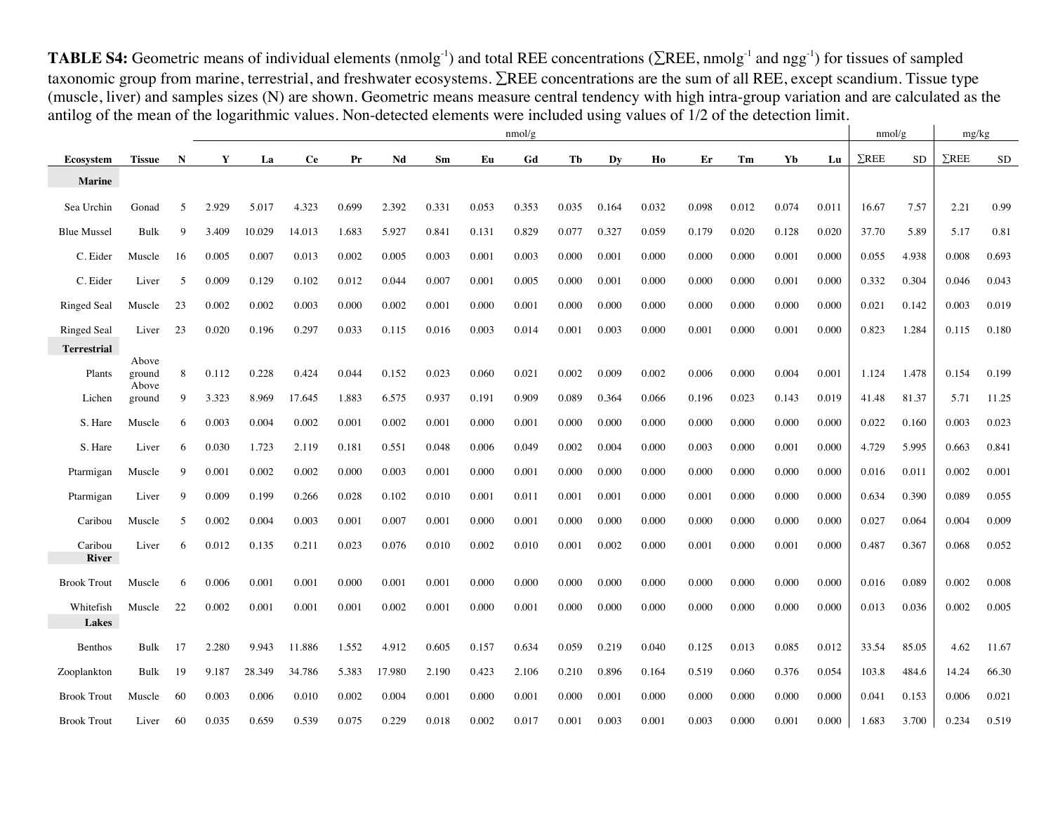**TABLE S4:** Geometric means of individual elements ($nmol g^{-1}$) and total REE concentrations ($\sum REE$, $nmol g^{-1}$ and $ng g^{-1}$) for tissues of sampled taxonomic group from marine, terrestrial, and freshwater ecosystems. $\sum REE$ concentrations are the sum of all REE, except scandium. Tissue type (muscle, liver) and samples sizes (N) are shown. Geometric means measure central tendency with high intra-group variation and are calculated as the antilog of the mean of the logarithmic values. Non-detected elements were included using values of 1/2 of the detection limit.

| | | | nmol/g | | | | | | | | | | | | | | | nmol/g | | mg/kg | |
|---|---|---|---|---|---|---|---|---|---|---|---|---|---|---|---|---|---|---|---|---|---|
| Ecosystem | Tissue | N | Y | La | Ce | Pr | Nd | Sm | Eu | Gd | Tb | Dy | Ho | Er | Tm | Yb | Lu | ∑REE | SD | ∑REE | SD |
| **Marine** | | | | | | | | | | | | | | | | | | | | | |
| Sea Urchin | Gonad | 5 | 2.929 | 5.017 | 4.323 | 0.699 | 2.392 | 0.331 | 0.053 | 0.353 | 0.035 | 0.164 | 0.032 | 0.098 | 0.012 | 0.074 | 0.011 | 16.67 | 7.57 | 2.21 | 0.99 |
| Blue Mussel | Bulk | 9 | 3.409 | 10.029 | 14.013 | 1.683 | 5.927 | 0.841 | 0.131 | 0.829 | 0.077 | 0.327 | 0.059 | 0.179 | 0.020 | 0.128 | 0.020 | 37.70 | 5.89 | 5.17 | 0.81 |
| C. Eider | Muscle | 16 | 0.005 | 0.007 | 0.013 | 0.002 | 0.005 | 0.003 | 0.001 | 0.003 | 0.000 | 0.001 | 0.000 | 0.000 | 0.000 | 0.001 | 0.000 | 0.055 | 4.938 | 0.008 | 0.693 |
| C. Eider | Liver | 5 | 0.009 | 0.129 | 0.102 | 0.012 | 0.044 | 0.007 | 0.001 | 0.005 | 0.000 | 0.001 | 0.000 | 0.000 | 0.000 | 0.001 | 0.000 | 0.332 | 0.304 | 0.046 | 0.043 |
| Ringed Seal | Muscle | 23 | 0.002 | 0.002 | 0.003 | 0.000 | 0.002 | 0.001 | 0.000 | 0.001 | 0.000 | 0.000 | 0.000 | 0.000 | 0.000 | 0.000 | 0.000 | 0.021 | 0.142 | 0.003 | 0.019 |
| Ringed Seal | Liver | 23 | 0.020 | 0.196 | 0.297 | 0.033 | 0.115 | 0.016 | 0.003 | 0.014 | 0.001 | 0.003 | 0.000 | 0.001 | 0.000 | 0.001 | 0.000 | 0.823 | 1.284 | 0.115 | 0.180 |
| **Terrestrial** | | | | | | | | | | | | | | | | | | | | | |
| Plants | Above ground | 8 | 0.112 | 0.228 | 0.424 | 0.044 | 0.152 | 0.023 | 0.060 | 0.021 | 0.002 | 0.009 | 0.002 | 0.006 | 0.000 | 0.004 | 0.001 | 1.124 | 1.478 | 0.154 | 0.199 |
| Lichen | Above ground | 9 | 3.323 | 8.969 | 17.645 | 1.883 | 6.575 | 0.937 | 0.191 | 0.909 | 0.089 | 0.364 | 0.066 | 0.196 | 0.023 | 0.143 | 0.019 | 41.48 | 81.37 | 5.71 | 11.25 |
| S. Hare | Muscle | 6 | 0.003 | 0.004 | 0.002 | 0.001 | 0.002 | 0.001 | 0.000 | 0.001 | 0.000 | 0.000 | 0.000 | 0.000 | 0.000 | 0.000 | 0.000 | 0.022 | 0.160 | 0.003 | 0.023 |
| S. Hare | Liver | 6 | 0.030 | 1.723 | 2.119 | 0.181 | 0.551 | 0.048 | 0.006 | 0.049 | 0.002 | 0.004 | 0.000 | 0.003 | 0.000 | 0.001 | 0.000 | 4.729 | 5.995 | 0.663 | 0.841 |
| Ptarmigan | Muscle | 9 | 0.001 | 0.002 | 0.002 | 0.000 | 0.003 | 0.001 | 0.000 | 0.001 | 0.000 | 0.000 | 0.000 | 0.000 | 0.000 | 0.000 | 0.000 | 0.016 | 0.011 | 0.002 | 0.001 |
| Ptarmigan | Liver | 9 | 0.009 | 0.199 | 0.266 | 0.028 | 0.102 | 0.010 | 0.001 | 0.011 | 0.001 | 0.001 | 0.000 | 0.001 | 0.000 | 0.000 | 0.000 | 0.634 | 0.390 | 0.089 | 0.055 |
| Caribou | Muscle | 5 | 0.002 | 0.004 | 0.003 | 0.001 | 0.007 | 0.001 | 0.000 | 0.001 | 0.000 | 0.000 | 0.000 | 0.000 | 0.000 | 0.000 | 0.000 | 0.027 | 0.064 | 0.004 | 0.009 |
| Caribou | Liver | 6 | 0.012 | 0.135 | 0.211 | 0.023 | 0.076 | 0.010 | 0.002 | 0.010 | 0.001 | 0.002 | 0.000 | 0.001 | 0.000 | 0.001 | 0.000 | 0.487 | 0.367 | 0.068 | 0.052 |
| **River** | | | | | | | | | | | | | | | | | | | | | |
| Brook Trout | Muscle | 6 | 0.006 | 0.001 | 0.001 | 0.000 | 0.001 | 0.001 | 0.000 | 0.000 | 0.000 | 0.000 | 0.000 | 0.000 | 0.000 | 0.000 | 0.000 | 0.016 | 0.089 | 0.002 | 0.008 |
| Whitefish | Muscle | 22 | 0.002 | 0.001 | 0.001 | 0.001 | 0.002 | 0.001 | 0.000 | 0.001 | 0.000 | 0.000 | 0.000 | 0.000 | 0.000 | 0.000 | 0.000 | 0.013 | 0.036 | 0.002 | 0.005 |
| **Lakes** | | | | | | | | | | | | | | | | | | | | | |
| Benthos | Bulk | 17 | 2.280 | 9.943 | 11.886 | 1.552 | 4.912 | 0.605 | 0.157 | 0.634 | 0.059 | 0.219 | 0.040 | 0.125 | 0.013 | 0.085 | 0.012 | 33.54 | 85.05 | 4.62 | 11.67 |
| Zooplankton | Bulk | 19 | 9.187 | 28.349 | 34.786 | 5.383 | 17.980 | 2.190 | 0.423 | 2.106 | 0.210 | 0.896 | 0.164 | 0.519 | 0.060 | 0.376 | 0.054 | 103.8 | 484.6 | 14.24 | 66.30 |
| Brook Trout | Muscle | 60 | 0.003 | 0.006 | 0.010 | 0.002 | 0.004 | 0.001 | 0.000 | 0.001 | 0.000 | 0.001 | 0.000 | 0.000 | 0.000 | 0.000 | 0.000 | 0.041 | 0.153 | 0.006 | 0.021 |
| Brook Trout | Liver | 60 | 0.035 | 0.659 | 0.539 | 0.075 | 0.229 | 0.018 | 0.002 | 0.017 | 0.001 | 0.003 | 0.001 | 0.003 | 0.000 | 0.001 | 0.000 | 1.683 | 3.700 | 0.234 | 0.519 |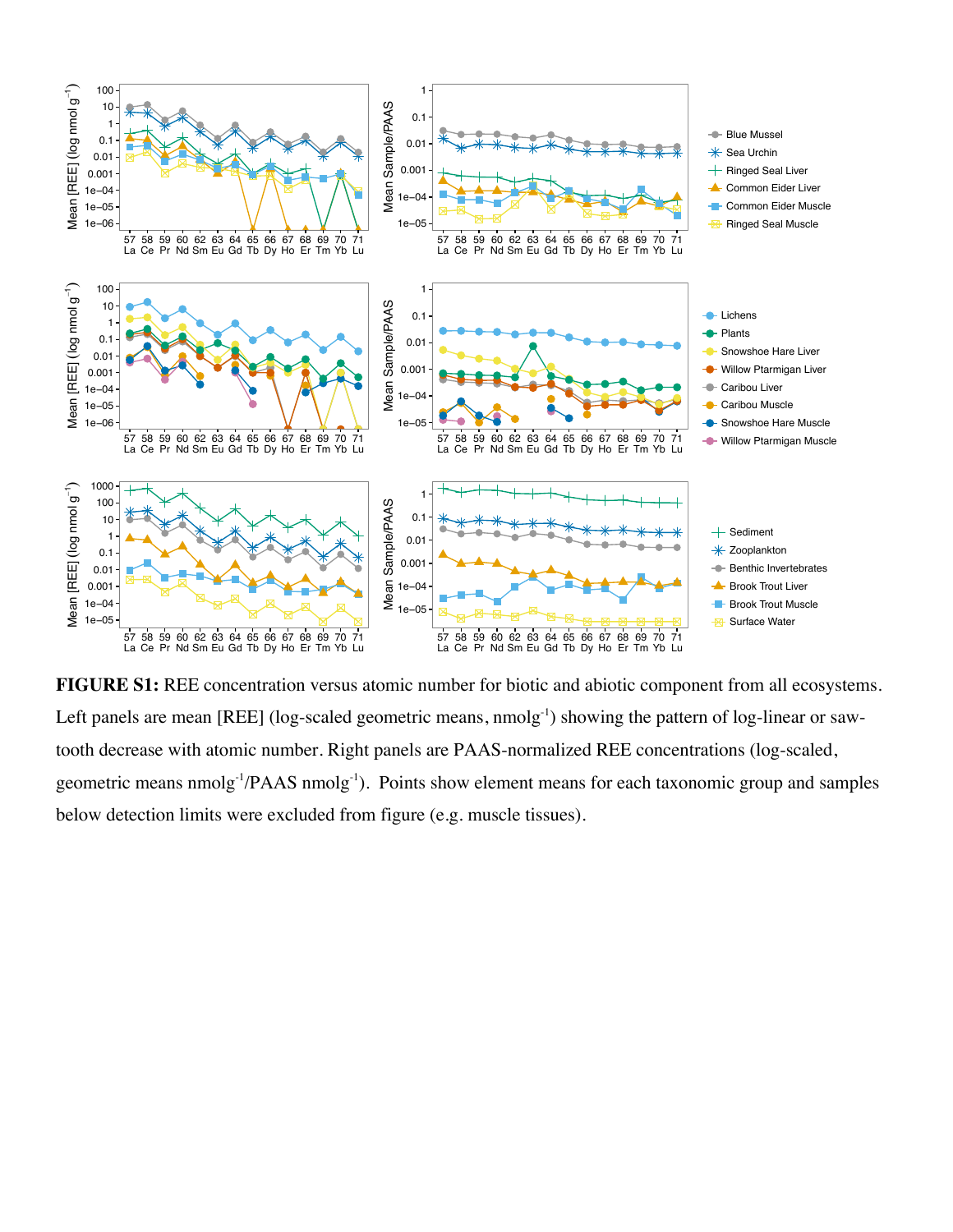**FIGURE S1:** REE concentration versus atomic number for biotic and abiotic component from all ecosystems. Left panels are mean [REE] (log-scaled geometric means, $nmolg^{-1}$) showing the pattern of log-linear or saw-tooth decrease with atomic number. Right panels are PAAS-normalized REE concentrations (log-scaled, geometric means $nmolg^{-1}$/PAAS $nmolg^{-1}$). Points show element means for each taxonomic group and samples below detection limits were excluded from figure (e.g. muscle tissues).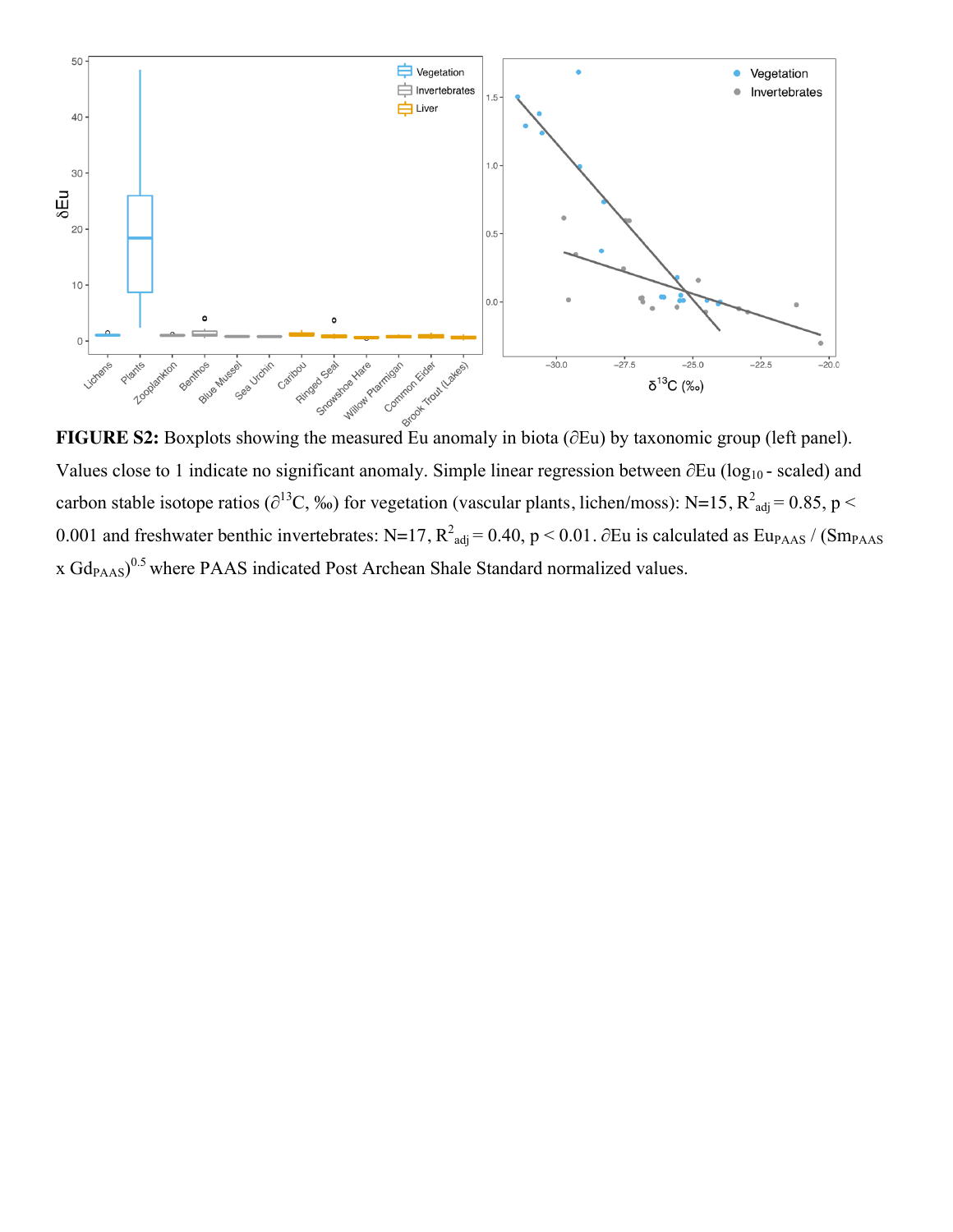**FIGURE S2:** Boxplots showing the measured Eu anomaly in biota (∂Eu) by taxonomic group (left panel). Values close to 1 indicate no significant anomaly. Simple linear regression between ∂Eu ($log_{10}$ - scaled) and carbon stable isotope ratios ($\partial^{13}C$, ‰) for vegetation (vascular plants, lichen/moss): N=15, $R^2_{adj} = 0.85$, $p < 0.001$ and freshwater benthic invertebrates: N=17, $R^2_{adj} = 0.40$, $p < 0.01$. ∂Eu is calculated as $Eu_{PAAS} / (Sm_{PAAS} \times Gd_{PAAS})^{0.5}$ where PAAS indicated Post Archean Shale Standard normalized values.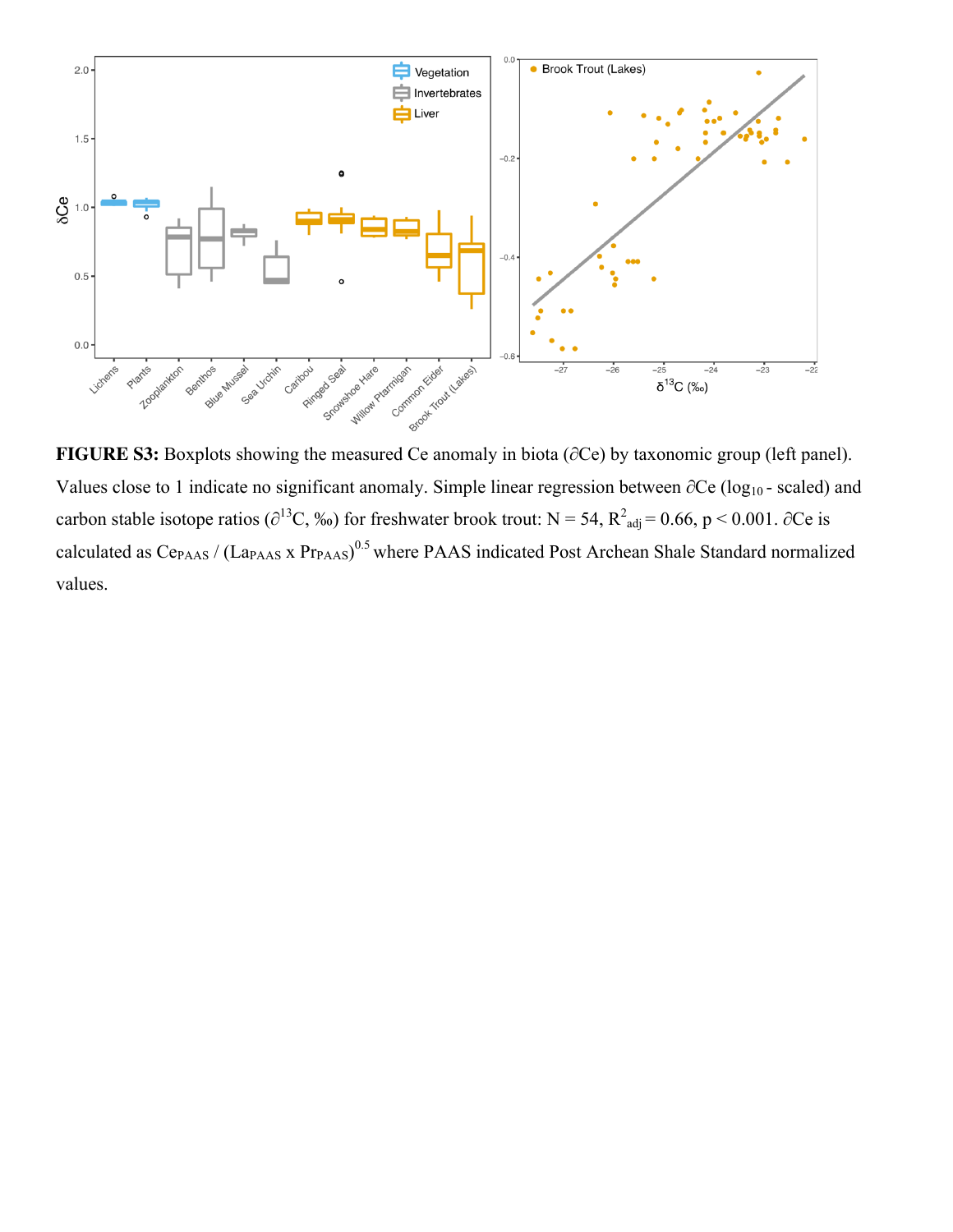2.0
1.5
1.0
0.5
0.0
δCe
Vegetation
Invertebrates
Liver
Lichens
Plants
Zooplankton
Benthos
Blue Mussel
Sea Urchin
Caribou
Ringed Seal
Snowshoe Hare
Willow Ptarmigan
Common Eider
Brook Trout (Lakes)

0.0
−0.2
−0.4
−0.6
Brook Trout (Lakes)
−27
−26
−25
−24
−23
−22
$\delta^{13}C$ (‰)

**FIGURE S3:** Boxplots showing the measured Ce anomaly in biota (∂Ce) by taxonomic group (left panel). Values close to 1 indicate no significant anomaly. Simple linear regression between ∂Ce ($log_{10}$ - scaled) and carbon stable isotope ratios ($\partial^{13}C$, ‰) for freshwater brook trout: $N = 54$, $R^2_{adj} = 0.66$, $p < 0.001$. ∂Ce is calculated as $Ce_{PAAS} / (La_{PAAS} \times Pr_{PAAS})^{0.5}$ where PAAS indicated Post Archean Shale Standard normalized values.